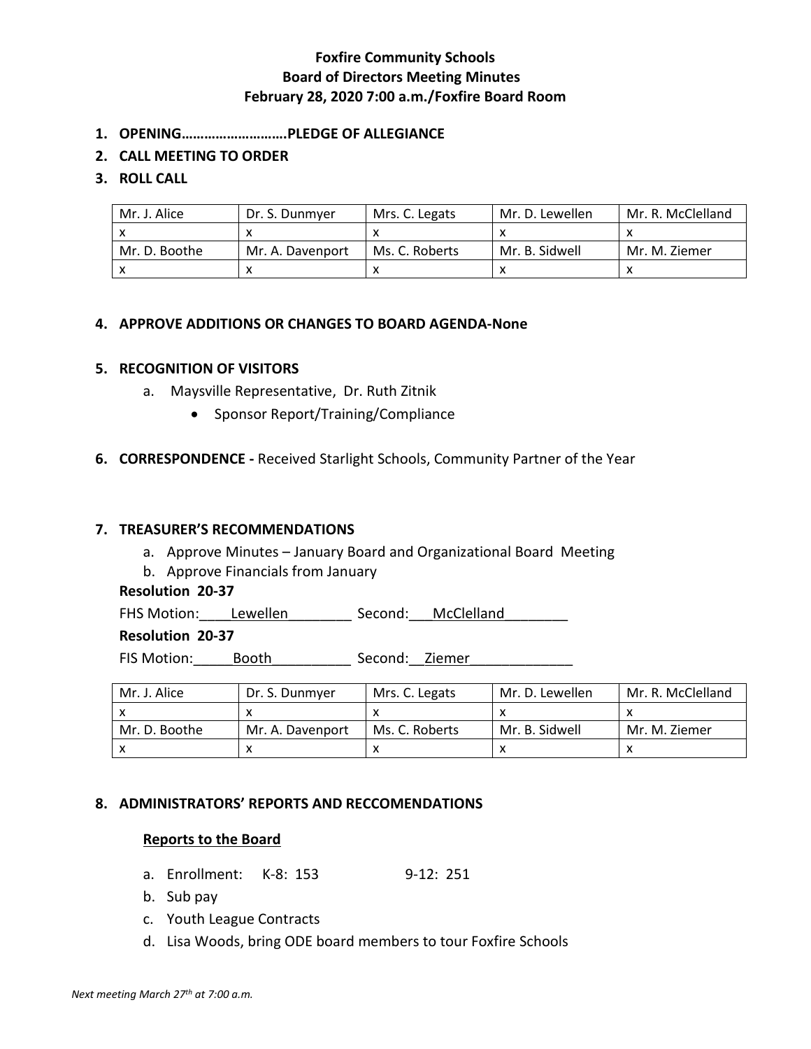**Foxfire Community Schools**
**Board of Directors Meeting Minutes**
**February 28, 2020 7:00 a.m./Foxfire Board Room**

1. **OPENING……………………….PLEDGE OF ALLEGIANCE**
2. **CALL MEETING TO ORDER**
3. **ROLL CALL**

| Mr. J. Alice | Dr. S. Dunmyer | Mrs. C. Legats | Mr. D. Lewellen | Mr. R. McClelland |
|---|---|---|---|---|
| x | x | x | x | x |
| Mr. D. Boothe | Mr. A. Davenport | Ms. C. Roberts | Mr. B. Sidwell | Mr. M. Ziemer |
| x | x | x | x | x |

4. **APPROVE ADDITIONS OR CHANGES TO BOARD AGENDA-None**

5. **RECOGNITION OF VISITORS**
   a. Maysville Representative, Dr. Ruth Zitnik
      - Sponsor Report/Training/Compliance

6. **CORRESPONDENCE -** Received Starlight Schools, Community Partner of the Year

7. **TREASURER'S RECOMMENDATIONS**
   a. Approve Minutes – January Board and Organizational Board Meeting
   b. Approve Financials from January

**Resolution 20-37**

FHS Motion:____Lewellen________ Second:___McClelland________

**Resolution 20-37**

FIS Motion:_____Booth__________ Second:__Ziemer_____________

| Mr. J. Alice | Dr. S. Dunmyer | Mrs. C. Legats | Mr. D. Lewellen | Mr. R. McClelland |
|---|---|---|---|---|
| x | x | x | x | x |
| Mr. D. Boothe | Mr. A. Davenport | Ms. C. Roberts | Mr. B. Sidwell | Mr. M. Ziemer |
| x | x | x | x | x |

8. **ADMINISTRATORS' REPORTS AND RECCOMENDATIONS**

**Reports to the Board**

a. Enrollment: K-8: 153 9-12: 251
b. Sub pay
c. Youth League Contracts
d. Lisa Woods, bring ODE board members to tour Foxfire Schools

*Next meeting March 27th at 7:00 a.m.*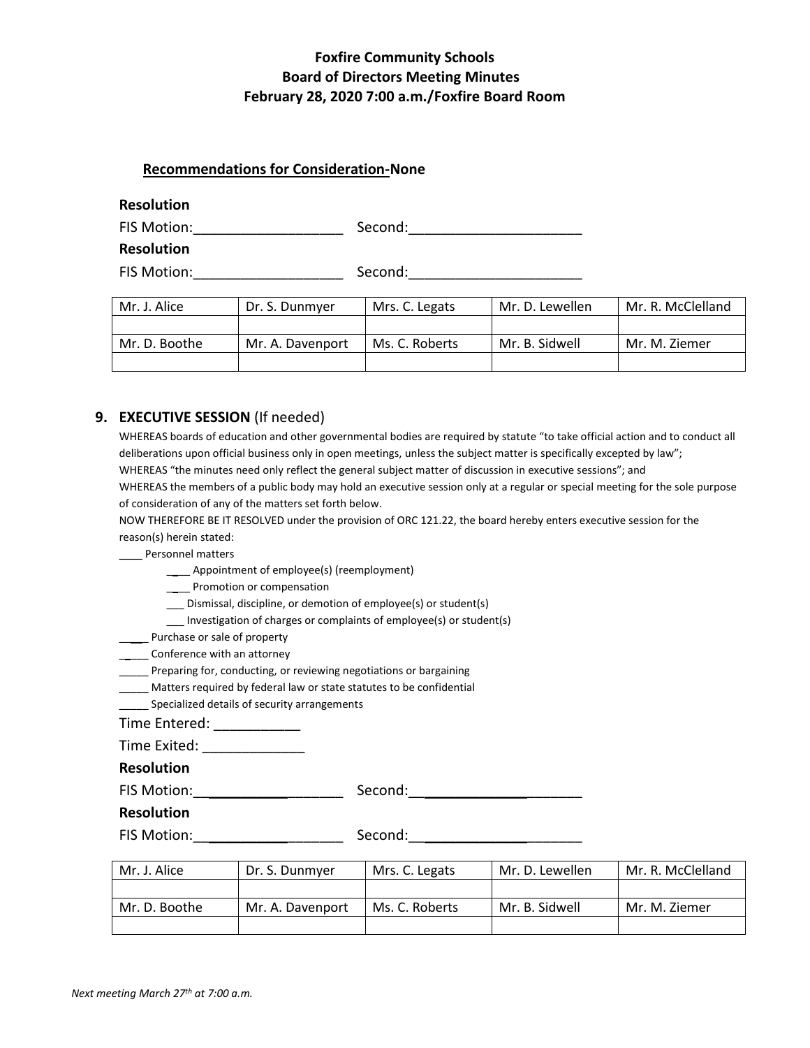# Foxfire Community Schools
## Board of Directors Meeting Minutes
### February 28, 2020 7:00 a.m./Foxfire Board Room

**Recommendations for Consideration-None**

**Resolution**

FIS Motion:___________________ Second:______________________

**Resolution**

FIS Motion:___________________ Second:______________________

| Mr. J. Alice | Dr. S. Dunmyer | Mrs. C. Legats | Mr. D. Lewellen | Mr. R. McClelland |
|---|---|---|---|---|
| | | | | |
| Mr. D. Boothe | Mr. A. Davenport | Ms. C. Roberts | Mr. B. Sidwell | Mr. M. Ziemer |
| | | | | |

## 9. EXECUTIVE SESSION (If needed)

WHEREAS boards of education and other governmental bodies are required by statute "to take official action and to conduct all deliberations upon official business only in open meetings, unless the subject matter is specifically excepted by law";

WHEREAS "the minutes need only reflect the general subject matter of discussion in executive sessions"; and

WHEREAS the members of a public body may hold an executive session only at a regular or special meeting for the sole purpose of consideration of any of the matters set forth below.

NOW THEREFORE BE IT RESOLVED under the provision of ORC 121.22, the board hereby enters executive session for the reason(s) herein stated:

____ Personnel matters

- ____ Appointment of employee(s) (reemployment)
- ____ Promotion or compensation
- ___ Dismissal, discipline, or demotion of employee(s) or student(s)
- ___ Investigation of charges or complaints of employee(s) or student(s)

_____ Purchase or sale of property

_____ Conference with an attorney

_____ Preparing for, conducting, or reviewing negotiations or bargaining

_____ Matters required by federal law or state statutes to be confidential

_____ Specialized details of security arrangements

Time Entered: ___________

Time Exited: _____________

**Resolution**

FIS Motion:___________________ Second:______________________

**Resolution**

FIS Motion:___________________ Second:______________________

| Mr. J. Alice | Dr. S. Dunmyer | Mrs. C. Legats | Mr. D. Lewellen | Mr. R. McClelland |
|---|---|---|---|---|
| | | | | |
| Mr. D. Boothe | Mr. A. Davenport | Ms. C. Roberts | Mr. B. Sidwell | Mr. M. Ziemer |
| | | | | |

*Next meeting March 27th at 7:00 a.m.*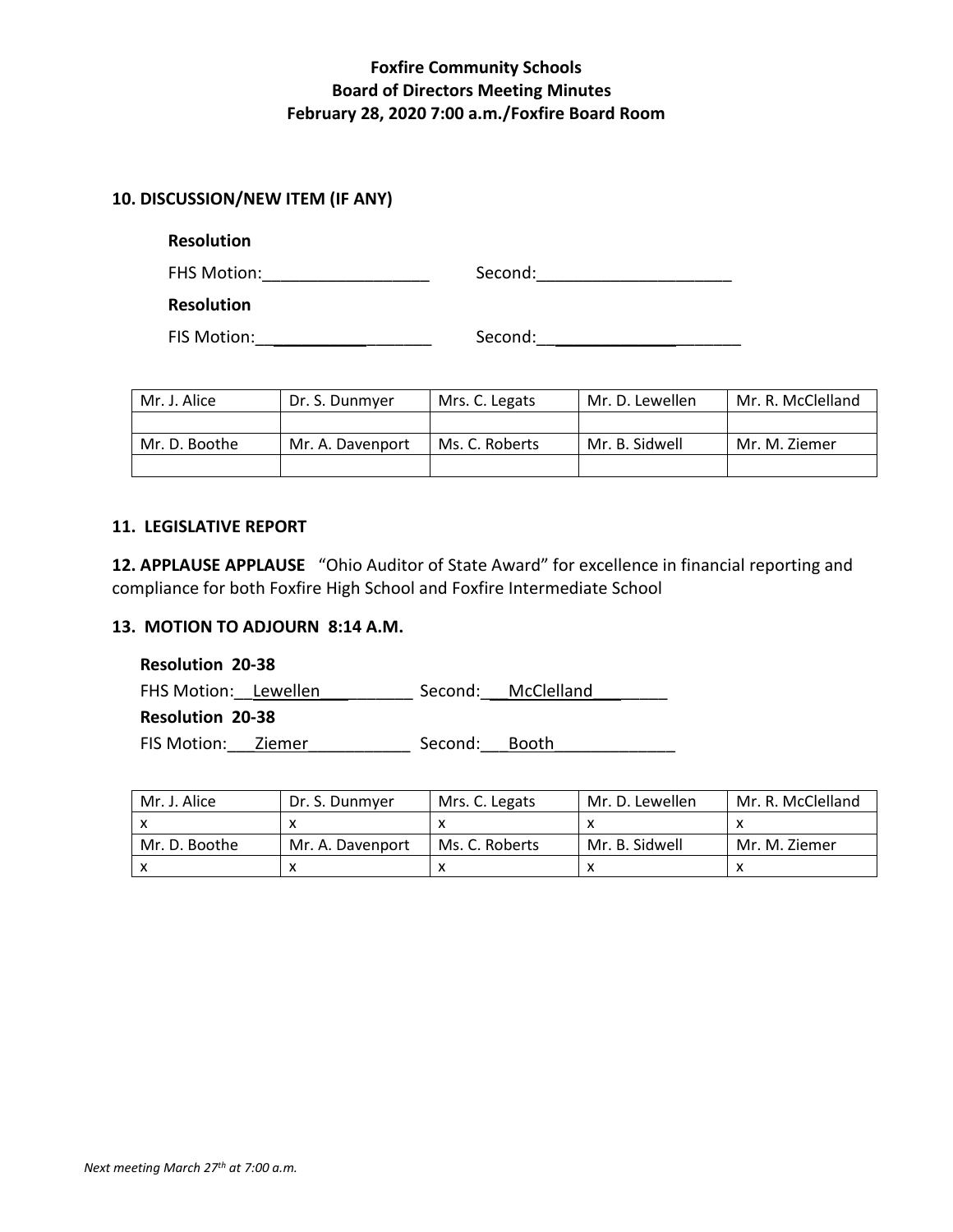**Foxfire Community Schools**
**Board of Directors Meeting Minutes**
**February 28, 2020 7:00 a.m./Foxfire Board Room**

## 10. DISCUSSION/NEW ITEM (IF ANY)

**Resolution**

FHS Motion:__________________ Second:_____________________

**Resolution**

FIS Motion:__________________ Second:_____________________

| Mr. J. Alice | Dr. S. Dunmyer | Mrs. C. Legats | Mr. D. Lewellen | Mr. R. McClelland |
|---|---|---|---|---|
| | | | | |
| Mr. D. Boothe | Mr. A. Davenport | Ms. C. Roberts | Mr. B. Sidwell | Mr. M. Ziemer |
| | | | | |

## 11. LEGISLATIVE REPORT

**12. APPLAUSE APPLAUSE** "Ohio Auditor of State Award" for excellence in financial reporting and compliance for both Foxfire High School and Foxfire Intermediate School

## 13. MOTION TO ADJOURN 8:14 A.M.

**Resolution 20-38**

FHS Motion: Lewellen Second: McClelland

**Resolution 20-38**

FIS Motion: Ziemer Second: Booth

| Mr. J. Alice | Dr. S. Dunmyer | Mrs. C. Legats | Mr. D. Lewellen | Mr. R. McClelland |
|---|---|---|---|---|
| x | x | x | x | x |
| Mr. D. Boothe | Mr. A. Davenport | Ms. C. Roberts | Mr. B. Sidwell | Mr. M. Ziemer |
| x | x | x | x | x |

*Next meeting March 27th at 7:00 a.m.*